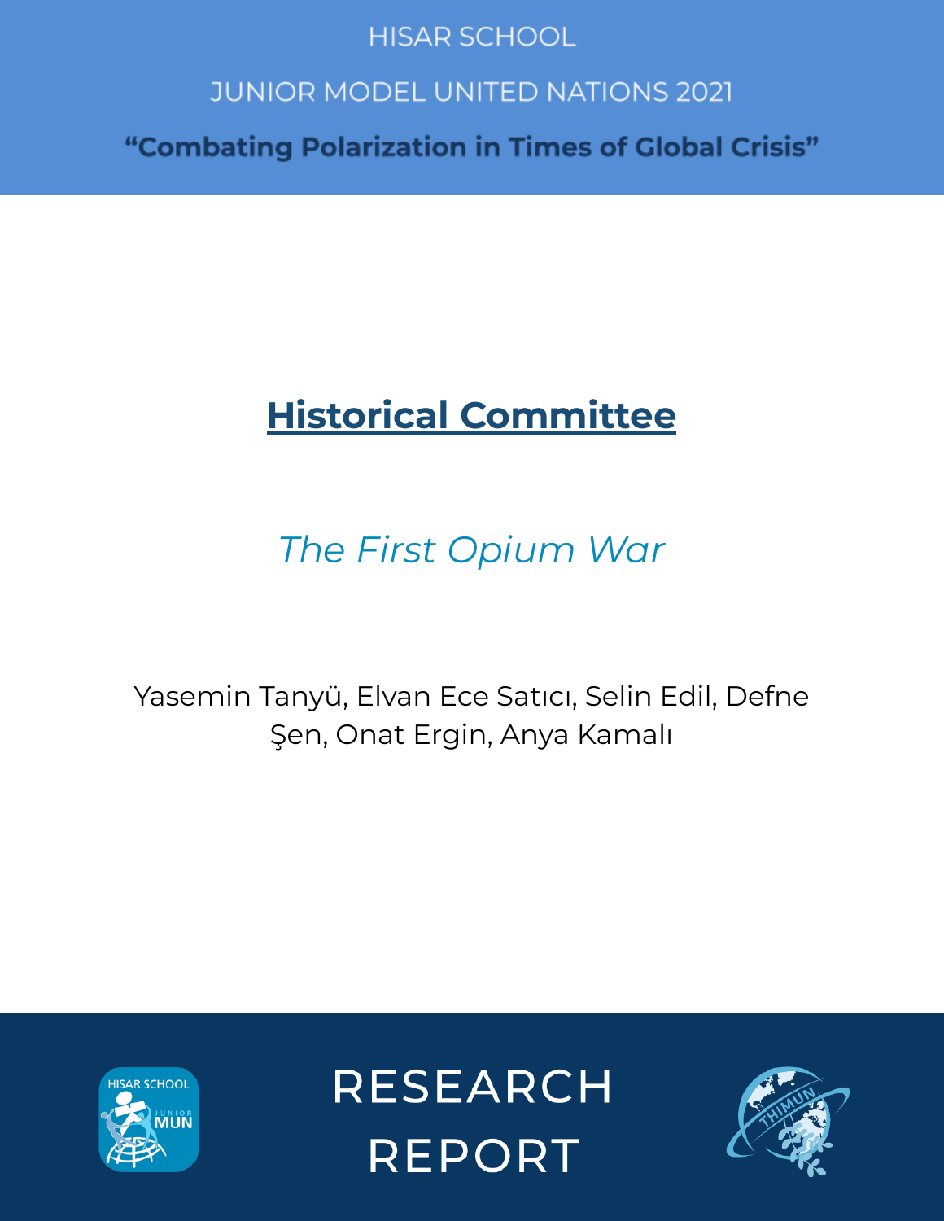HISAR SCHOOL

JUNIOR MODEL UNITED NATIONS 2021

**"Combating Polarization in Times of Global Crisis"**

# Historical Committee

## *The First Opium War*

Yasemin Tanyü, Elvan Ece Satıcı, Selin Edil, Defne Şen, Onat Ergin, Anya Kamalı

RESEARCH REPORT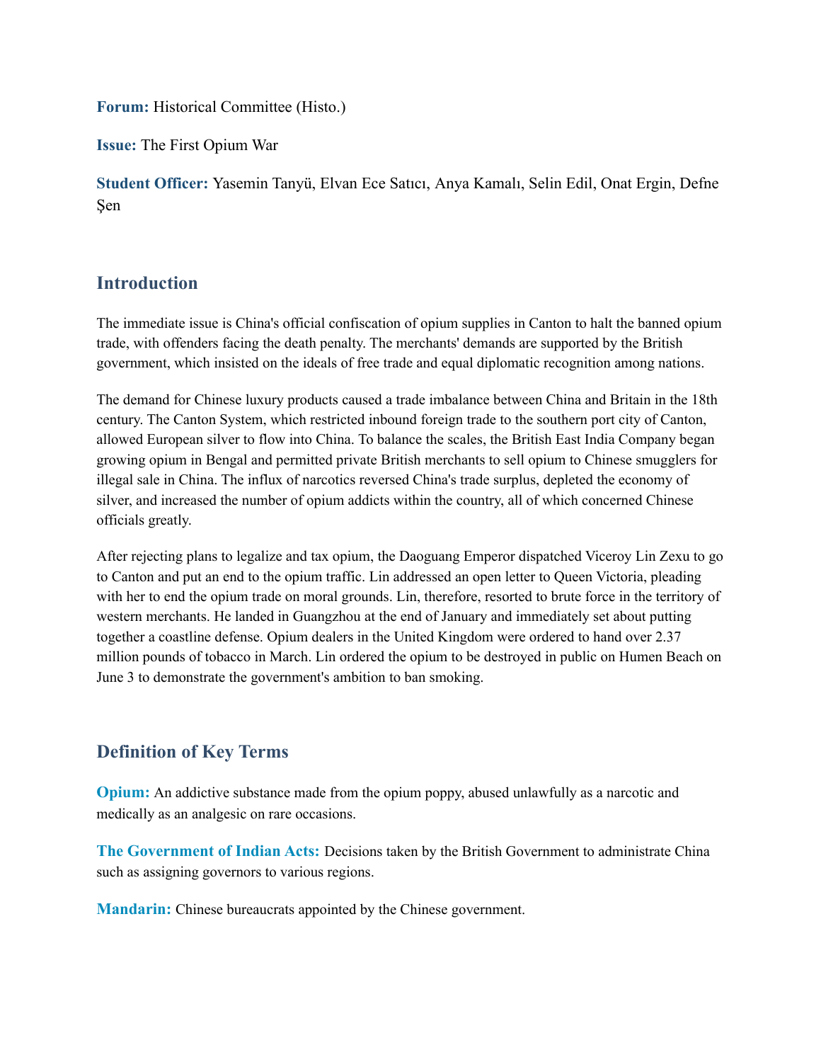**Forum:** Historical Committee (Histo.)

**Issue:** The First Opium War

**Student Officer:** Yasemin Tanyü, Elvan Ece Satıcı, Anya Kamalı, Selin Edil, Onat Ergin, Defne Şen

## Introduction

The immediate issue is China's official confiscation of opium supplies in Canton to halt the banned opium trade, with offenders facing the death penalty. The merchants' demands are supported by the British government, which insisted on the ideals of free trade and equal diplomatic recognition among nations.

The demand for Chinese luxury products caused a trade imbalance between China and Britain in the 18th century. The Canton System, which restricted inbound foreign trade to the southern port city of Canton, allowed European silver to flow into China. To balance the scales, the British East India Company began growing opium in Bengal and permitted private British merchants to sell opium to Chinese smugglers for illegal sale in China. The influx of narcotics reversed China's trade surplus, depleted the economy of silver, and increased the number of opium addicts within the country, all of which concerned Chinese officials greatly.

After rejecting plans to legalize and tax opium, the Daoguang Emperor dispatched Viceroy Lin Zexu to go to Canton and put an end to the opium traffic. Lin addressed an open letter to Queen Victoria, pleading with her to end the opium trade on moral grounds. Lin, therefore, resorted to brute force in the territory of western merchants. He landed in Guangzhou at the end of January and immediately set about putting together a coastline defense. Opium dealers in the United Kingdom were ordered to hand over 2.37 million pounds of tobacco in March. Lin ordered the opium to be destroyed in public on Humen Beach on June 3 to demonstrate the government's ambition to ban smoking.

## Definition of Key Terms

**Opium:** An addictive substance made from the opium poppy, abused unlawfully as a narcotic and medically as an analgesic on rare occasions.

**The Government of Indian Acts:** Decisions taken by the British Government to administrate China such as assigning governors to various regions.

**Mandarin:** Chinese bureaucrats appointed by the Chinese government.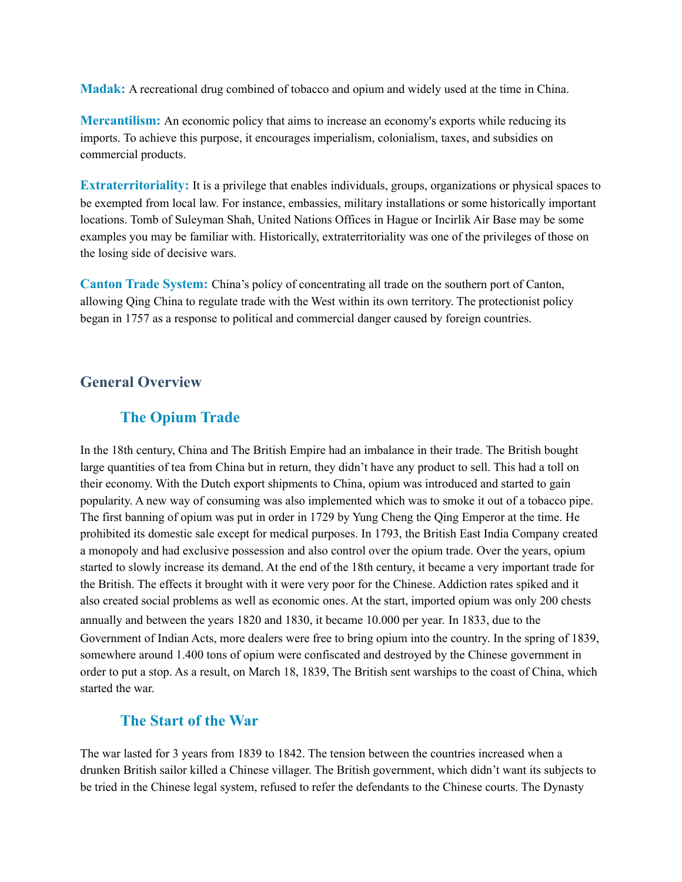**Madak:** A recreational drug combined of tobacco and opium and widely used at the time in China.

**Mercantilism:** An economic policy that aims to increase an economy's exports while reducing its imports. To achieve this purpose, it encourages imperialism, colonialism, taxes, and subsidies on commercial products.

**Extraterritoriality:** It is a privilege that enables individuals, groups, organizations or physical spaces to be exempted from local law. For instance, embassies, military installations or some historically important locations. Tomb of Suleyman Shah, United Nations Offices in Hague or Incirlik Air Base may be some examples you may be familiar with. Historically, extraterritoriality was one of the privileges of those on the losing side of decisive wars.

**Canton Trade System:** China's policy of concentrating all trade on the southern port of Canton, allowing Qing China to regulate trade with the West within its own territory. The protectionist policy began in 1757 as a response to political and commercial danger caused by foreign countries.

## General Overview

### The Opium Trade

In the 18th century, China and The British Empire had an imbalance in their trade. The British bought large quantities of tea from China but in return, they didn't have any product to sell. This had a toll on their economy. With the Dutch export shipments to China, opium was introduced and started to gain popularity. A new way of consuming was also implemented which was to smoke it out of a tobacco pipe. The first banning of opium was put in order in 1729 by Yung Cheng the Qing Emperor at the time. He prohibited its domestic sale except for medical purposes. In 1793, the British East India Company created a monopoly and had exclusive possession and also control over the opium trade. Over the years, opium started to slowly increase its demand. At the end of the 18th century, it became a very important trade for the British. The effects it brought with it were very poor for the Chinese. Addiction rates spiked and it also created social problems as well as economic ones. At the start, imported opium was only 200 chests annually and between the years 1820 and 1830, it became 10.000 per year. In 1833, due to the Government of Indian Acts, more dealers were free to bring opium into the country. In the spring of 1839, somewhere around 1.400 tons of opium were confiscated and destroyed by the Chinese government in order to put a stop. As a result, on March 18, 1839, The British sent warships to the coast of China, which started the war.

### The Start of the War

The war lasted for 3 years from 1839 to 1842. The tension between the countries increased when a drunken British sailor killed a Chinese villager. The British government, which didn't want its subjects to be tried in the Chinese legal system, refused to refer the defendants to the Chinese courts. The Dynasty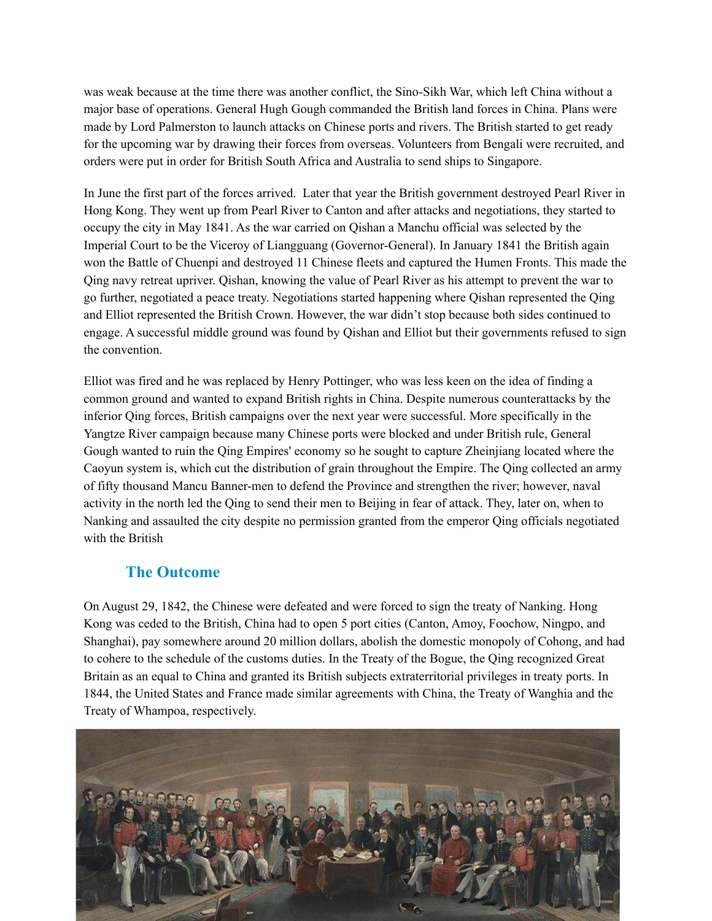was weak because at the time there was another conflict, the Sino-Sikh War, which left China without a major base of operations. General Hugh Gough commanded the British land forces in China. Plans were made by Lord Palmerston to launch attacks on Chinese ports and rivers. The British started to get ready for the upcoming war by drawing their forces from overseas. Volunteers from Bengali were recruited, and orders were put in order for British South Africa and Australia to send ships to Singapore.

In June the first part of the forces arrived. Later that year the British government destroyed Pearl River in Hong Kong. They went up from Pearl River to Canton and after attacks and negotiations, they started to occupy the city in May 1841. As the war carried on Qishan a Manchu official was selected by the Imperial Court to be the Viceroy of Liangguang (Governor-General). In January 1841 the British again won the Battle of Chuenpi and destroyed 11 Chinese fleets and captured the Humen Fronts. This made the Qing navy retreat upriver. Qishan, knowing the value of Pearl River as his attempt to prevent the war to go further, negotiated a peace treaty. Negotiations started happening where Qishan represented the Qing and Elliot represented the British Crown. However, the war didn't stop because both sides continued to engage. A successful middle ground was found by Qishan and Elliot but their governments refused to sign the convention.

Elliot was fired and he was replaced by Henry Pottinger, who was less keen on the idea of finding a common ground and wanted to expand British rights in China. Despite numerous counterattacks by the inferior Qing forces, British campaigns over the next year were successful. More specifically in the Yangtze River campaign because many Chinese ports were blocked and under British rule, General Gough wanted to ruin the Qing Empires' economy so he sought to capture Zheinjiang located where the Caoyun system is, which cut the distribution of grain throughout the Empire. The Qing collected an army of fifty thousand Mancu Banner-men to defend the Province and strengthen the river; however, naval activity in the north led the Qing to send their men to Beijing in fear of attack. They, later on, when to Nanking and assaulted the city despite no permission granted from the emperor Qing officials negotiated with the British

## The Outcome

On August 29, 1842, the Chinese were defeated and were forced to sign the treaty of Nanking. Hong Kong was ceded to the British, China had to open 5 port cities (Canton, Amoy, Foochow, Ningpo, and Shanghai), pay somewhere around 20 million dollars, abolish the domestic monopoly of Cohong, and had to cohere to the schedule of the customs duties. In the Treaty of the Bogue, the Qing recognized Great Britain as an equal to China and granted its British subjects extraterritorial privileges in treaty ports. In 1844, the United States and France made similar agreements with China, the Treaty of Wanghia and the Treaty of Whampoa, respectively.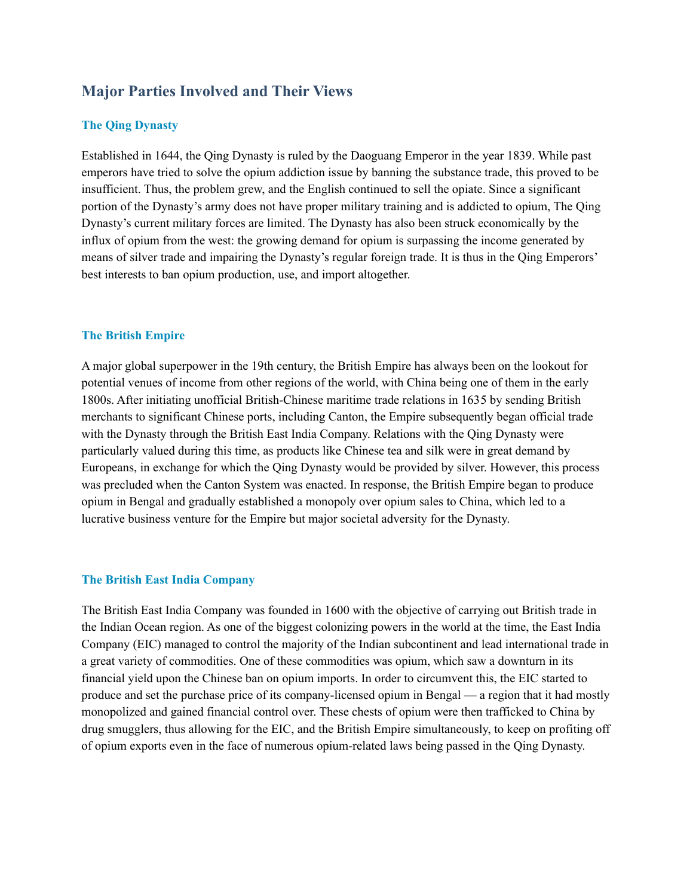## Major Parties Involved and Their Views

### The Qing Dynasty

Established in 1644, the Qing Dynasty is ruled by the Daoguang Emperor in the year 1839. While past emperors have tried to solve the opium addiction issue by banning the substance trade, this proved to be insufficient. Thus, the problem grew, and the English continued to sell the opiate. Since a significant portion of the Dynasty's army does not have proper military training and is addicted to opium, The Qing Dynasty's current military forces are limited. The Dynasty has also been struck economically by the influx of opium from the west: the growing demand for opium is surpassing the income generated by means of silver trade and impairing the Dynasty's regular foreign trade. It is thus in the Qing Emperors' best interests to ban opium production, use, and import altogether.

### The British Empire

A major global superpower in the 19th century, the British Empire has always been on the lookout for potential venues of income from other regions of the world, with China being one of them in the early 1800s. After initiating unofficial British-Chinese maritime trade relations in 1635 by sending British merchants to significant Chinese ports, including Canton, the Empire subsequently began official trade with the Dynasty through the British East India Company. Relations with the Qing Dynasty were particularly valued during this time, as products like Chinese tea and silk were in great demand by Europeans, in exchange for which the Qing Dynasty would be provided by silver. However, this process was precluded when the Canton System was enacted. In response, the British Empire began to produce opium in Bengal and gradually established a monopoly over opium sales to China, which led to a lucrative business venture for the Empire but major societal adversity for the Dynasty.

### The British East India Company

The British East India Company was founded in 1600 with the objective of carrying out British trade in the Indian Ocean region. As one of the biggest colonizing powers in the world at the time, the East India Company (EIC) managed to control the majority of the Indian subcontinent and lead international trade in a great variety of commodities. One of these commodities was opium, which saw a downturn in its financial yield upon the Chinese ban on opium imports. In order to circumvent this, the EIC started to produce and set the purchase price of its company-licensed opium in Bengal — a region that it had mostly monopolized and gained financial control over. These chests of opium were then trafficked to China by drug smugglers, thus allowing for the EIC, and the British Empire simultaneously, to keep on profiting off of opium exports even in the face of numerous opium-related laws being passed in the Qing Dynasty.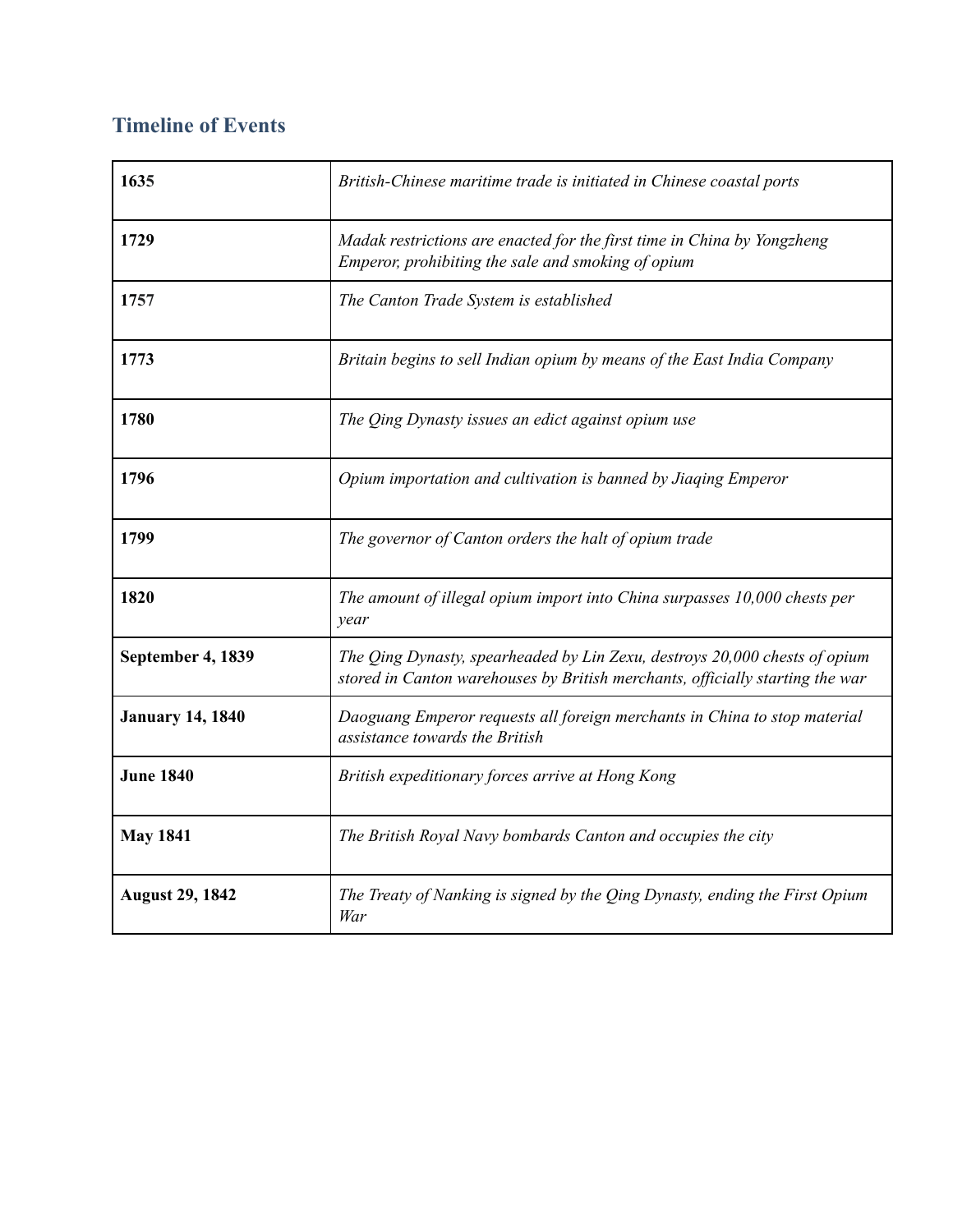## Timeline of Events

| | |
|---|---|
| **1635** | *British-Chinese maritime trade is initiated in Chinese coastal ports* |
| **1729** | *Madak restrictions are enacted for the first time in China by Yongzheng Emperor, prohibiting the sale and smoking of opium* |
| **1757** | *The Canton Trade System is established* |
| **1773** | *Britain begins to sell Indian opium by means of the East India Company* |
| **1780** | *The Qing Dynasty issues an edict against opium use* |
| **1796** | *Opium importation and cultivation is banned by Jiaqing Emperor* |
| **1799** | *The governor of Canton orders the halt of opium trade* |
| **1820** | *The amount of illegal opium import into China surpasses 10,000 chests per year* |
| **September 4, 1839** | *The Qing Dynasty, spearheaded by Lin Zexu, destroys 20,000 chests of opium stored in Canton warehouses by British merchants, officially starting the war* |
| **January 14, 1840** | *Daoguang Emperor requests all foreign merchants in China to stop material assistance towards the British* |
| **June 1840** | *British expeditionary forces arrive at Hong Kong* |
| **May 1841** | *The British Royal Navy bombards Canton and occupies the city* |
| **August 29, 1842** | *The Treaty of Nanking is signed by the Qing Dynasty, ending the First Opium War* |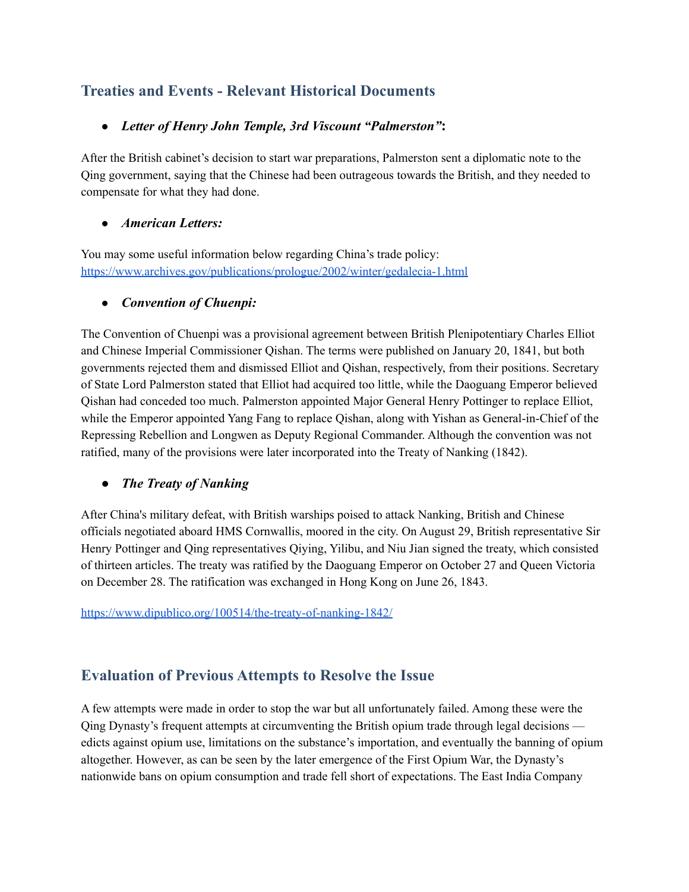## Treaties and Events - Relevant Historical Documents

- ***Letter of Henry John Temple, 3rd Viscount "Palmerston"*:**

After the British cabinet's decision to start war preparations, Palmerston sent a diplomatic note to the Qing government, saying that the Chinese had been outrageous towards the British, and they needed to compensate for what they had done.

- ***American Letters:***

You may some useful information below regarding China's trade policy:
[https://www.archives.gov/publications/prologue/2002/winter/gedalecia-1.html](https://www.archives.gov/publications/prologue/2002/winter/gedalecia-1.html)

- ***Convention of Chuenpi:***

The Convention of Chuenpi was a provisional agreement between British Plenipotentiary Charles Elliot and Chinese Imperial Commissioner Qishan. The terms were published on January 20, 1841, but both governments rejected them and dismissed Elliot and Qishan, respectively, from their positions. Secretary of State Lord Palmerston stated that Elliot had acquired too little, while the Daoguang Emperor believed Qishan had conceded too much. Palmerston appointed Major General Henry Pottinger to replace Elliot, while the Emperor appointed Yang Fang to replace Qishan, along with Yishan as General-in-Chief of the Repressing Rebellion and Longwen as Deputy Regional Commander. Although the convention was not ratified, many of the provisions were later incorporated into the Treaty of Nanking (1842).

- ***The Treaty of Nanking***

After China's military defeat, with British warships poised to attack Nanking, British and Chinese officials negotiated aboard HMS Cornwallis, moored in the city. On August 29, British representative Sir Henry Pottinger and Qing representatives Qiying, Yilibu, and Niu Jian signed the treaty, which consisted of thirteen articles. The treaty was ratified by the Daoguang Emperor on October 27 and Queen Victoria on December 28. The ratification was exchanged in Hong Kong on June 26, 1843.

[https://www.dipublico.org/100514/the-treaty-of-nanking-1842/](https://www.dipublico.org/100514/the-treaty-of-nanking-1842/)

## Evaluation of Previous Attempts to Resolve the Issue

A few attempts were made in order to stop the war but all unfortunately failed. Among these were the Qing Dynasty's frequent attempts at circumventing the British opium trade through legal decisions — edicts against opium use, limitations on the substance's importation, and eventually the banning of opium altogether. However, as can be seen by the later emergence of the First Opium War, the Dynasty's nationwide bans on opium consumption and trade fell short of expectations. The East India Company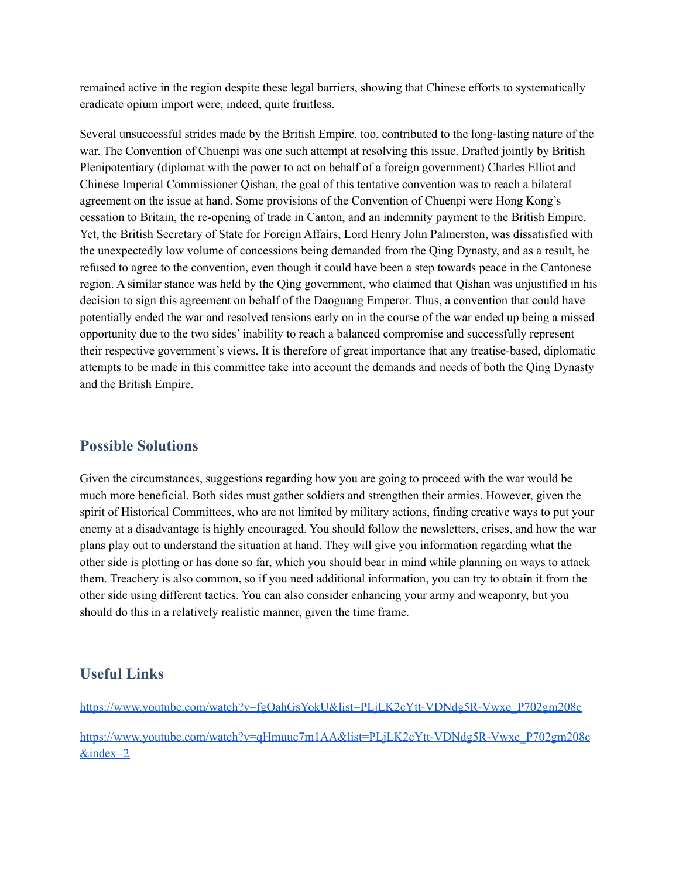remained active in the region despite these legal barriers, showing that Chinese efforts to systematically eradicate opium import were, indeed, quite fruitless.

Several unsuccessful strides made by the British Empire, too, contributed to the long-lasting nature of the war. The Convention of Chuenpi was one such attempt at resolving this issue. Drafted jointly by British Plenipotentiary (diplomat with the power to act on behalf of a foreign government) Charles Elliot and Chinese Imperial Commissioner Qishan, the goal of this tentative convention was to reach a bilateral agreement on the issue at hand. Some provisions of the Convention of Chuenpi were Hong Kong's cessation to Britain, the re-opening of trade in Canton, and an indemnity payment to the British Empire. Yet, the British Secretary of State for Foreign Affairs, Lord Henry John Palmerston, was dissatisfied with the unexpectedly low volume of concessions being demanded from the Qing Dynasty, and as a result, he refused to agree to the convention, even though it could have been a step towards peace in the Cantonese region. A similar stance was held by the Qing government, who claimed that Qishan was unjustified in his decision to sign this agreement on behalf of the Daoguang Emperor. Thus, a convention that could have potentially ended the war and resolved tensions early on in the course of the war ended up being a missed opportunity due to the two sides' inability to reach a balanced compromise and successfully represent their respective government's views. It is therefore of great importance that any treatise-based, diplomatic attempts to be made in this committee take into account the demands and needs of both the Qing Dynasty and the British Empire.

## Possible Solutions

Given the circumstances, suggestions regarding how you are going to proceed with the war would be much more beneficial. Both sides must gather soldiers and strengthen their armies. However, given the spirit of Historical Committees, who are not limited by military actions, finding creative ways to put your enemy at a disadvantage is highly encouraged. You should follow the newsletters, crises, and how the war plans play out to understand the situation at hand. They will give you information regarding what the other side is plotting or has done so far, which you should bear in mind while planning on ways to attack them. Treachery is also common, so if you need additional information, you can try to obtain it from the other side using different tactics. You can also consider enhancing your army and weaponry, but you should do this in a relatively realistic manner, given the time frame.

## Useful Links

https://www.youtube.com/watch?v=fgQahGsYokU&list=PLjLK2cYtt-VDNdg5R-Vwxe_P702gm208c

https://www.youtube.com/watch?v=qHmuuc7m1AA&list=PLjLK2cYtt-VDNdg5R-Vwxe_P702gm208c&index=2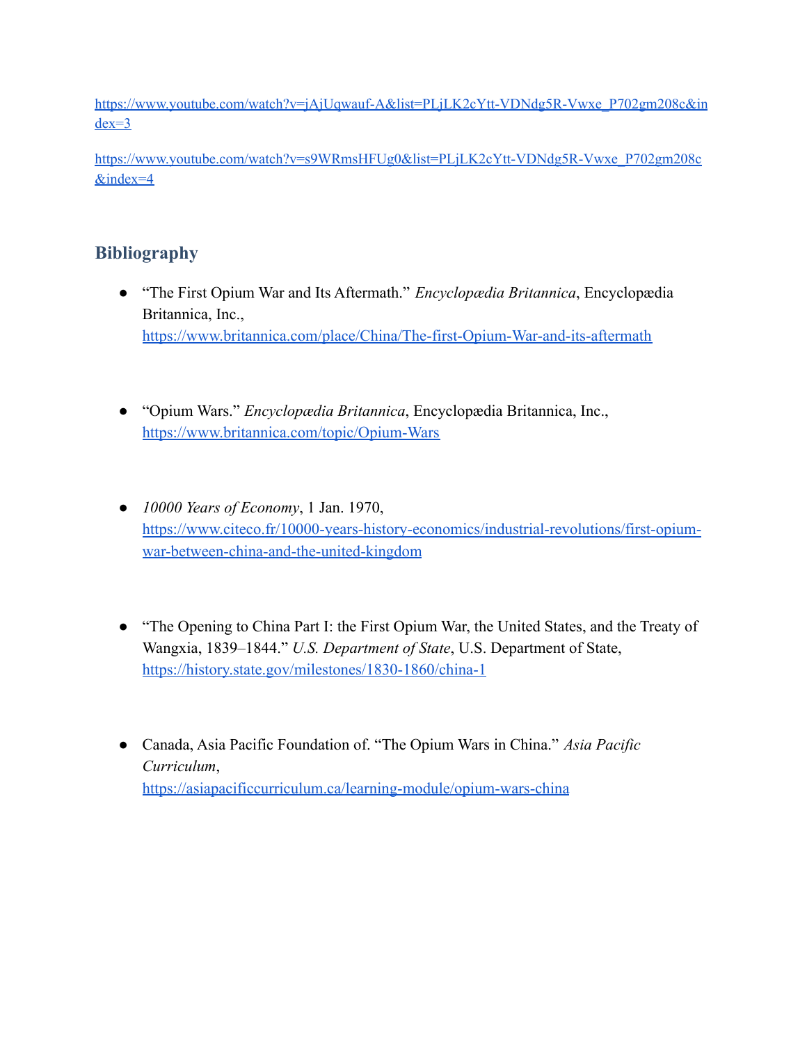https://www.youtube.com/watch?v=jAjUqwauf-A&list=PLjLK2cYtt-VDNdg5R-Vwxe_P702gm208c&index=3

https://www.youtube.com/watch?v=s9WRmsHFUg0&list=PLjLK2cYtt-VDNdg5R-Vwxe_P702gm208c&index=4

## Bibliography

- “The First Opium War and Its Aftermath.” *Encyclopædia Britannica*, Encyclopædia Britannica, Inc., https://www.britannica.com/place/China/The-first-Opium-War-and-its-aftermath

- “Opium Wars.” *Encyclopædia Britannica*, Encyclopædia Britannica, Inc., https://www.britannica.com/topic/Opium-Wars

- *10000 Years of Economy*, 1 Jan. 1970, https://www.citeco.fr/10000-years-history-economics/industrial-revolutions/first-opium-war-between-china-and-the-united-kingdom

- “The Opening to China Part I: the First Opium War, the United States, and the Treaty of Wangxia, 1839–1844.” *U.S. Department of State*, U.S. Department of State, https://history.state.gov/milestones/1830-1860/china-1

- Canada, Asia Pacific Foundation of. “The Opium Wars in China.” *Asia Pacific Curriculum*, https://asiapacificcurriculum.ca/learning-module/opium-wars-china